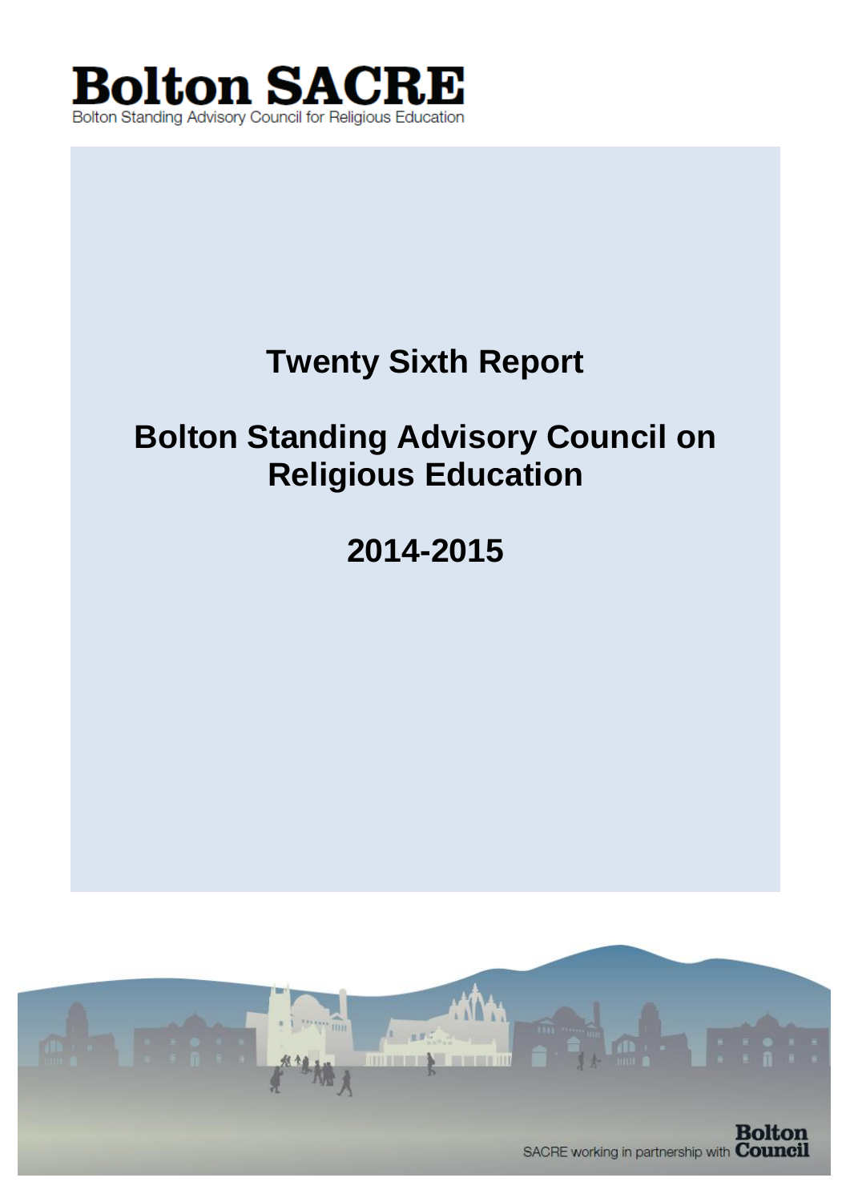# Bolton SACRE

Bolton Standing Advisory Council for Religious Education

# Twenty Sixth Report

# Bolton Standing Advisory Council on Religious Education

# 2014-2015

SACRE working in partnership with Bolton Council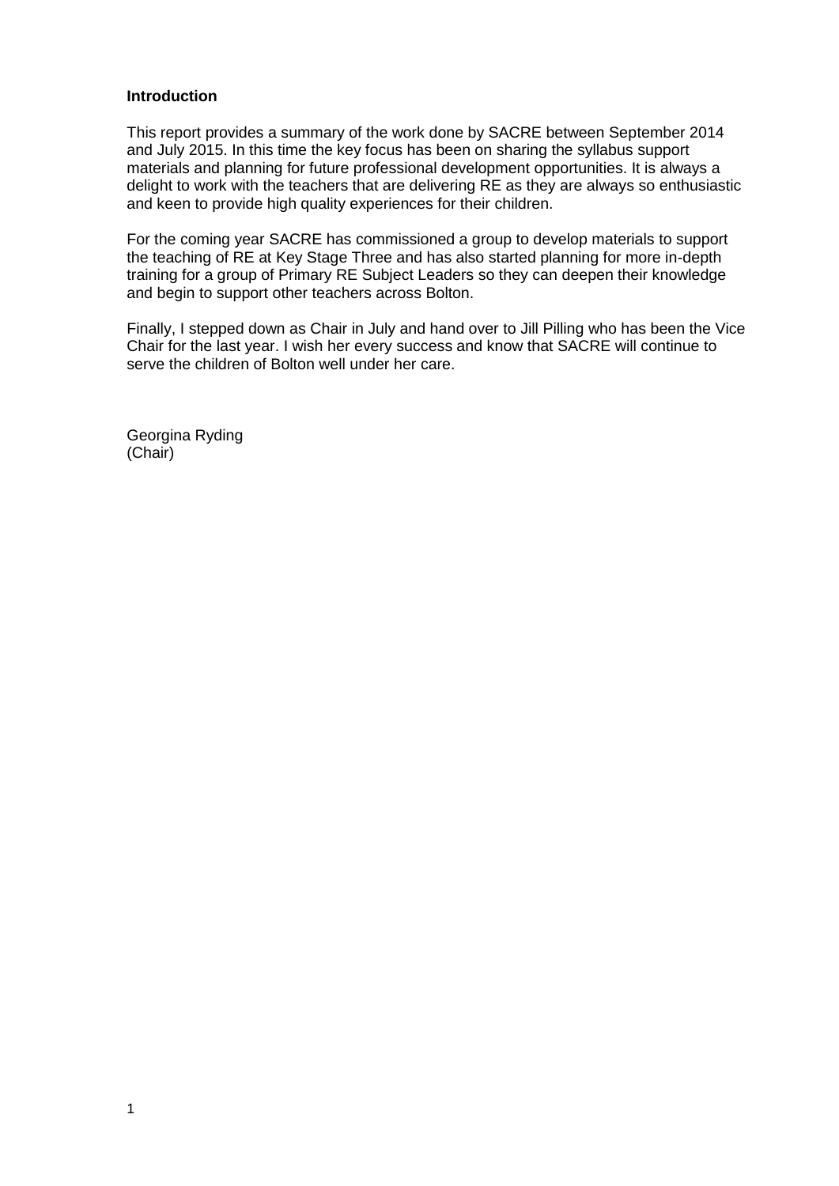## Introduction

This report provides a summary of the work done by SACRE between September 2014 and July 2015. In this time the key focus has been on sharing the syllabus support materials and planning for future professional development opportunities. It is always a delight to work with the teachers that are delivering RE as they are always so enthusiastic and keen to provide high quality experiences for their children.

For the coming year SACRE has commissioned a group to develop materials to support the teaching of RE at Key Stage Three and has also started planning for more in-depth training for a group of Primary RE Subject Leaders so they can deepen their knowledge and begin to support other teachers across Bolton.

Finally, I stepped down as Chair in July and hand over to Jill Pilling who has been the Vice Chair for the last year. I wish her every success and know that SACRE will continue to serve the children of Bolton well under her care.

Georgina Ryding
(Chair)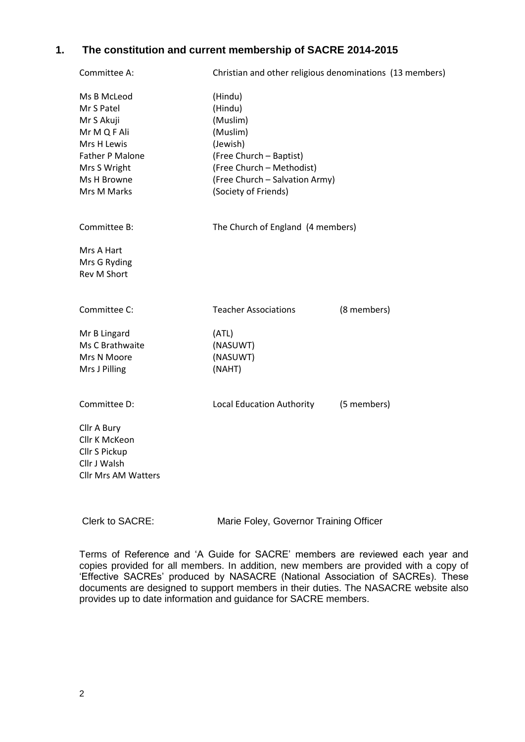## 1. The constitution and current membership of SACRE 2014-2015

| | | |
|---|---|---|
| Committee A: | Christian and other religious denominations (13 members) | |
| Ms B McLeod | (Hindu) | |
| Mr S Patel | (Hindu) | |
| Mr S Akuji | (Muslim) | |
| Mr M Q F Ali | (Muslim) | |
| Mrs H Lewis | (Jewish) | |
| Father P Malone | (Free Church – Baptist) | |
| Mrs S Wright | (Free Church – Methodist) | |
| Ms H Browne | (Free Church – Salvation Army) | |
| Mrs M Marks | (Society of Friends) | |
| Committee B: | The Church of England (4 members) | |
| Mrs A Hart | | |
| Mrs G Ryding | | |
| Rev M Short | | |
| Committee C: | Teacher Associations | (8 members) |
| Mr B Lingard | (ATL) | |
| Ms C Brathwaite | (NASUWT) | |
| Mrs N Moore | (NASUWT) | |
| Mrs J Pilling | (NAHT) | |
| Committee D: | Local Education Authority | (5 members) |
| Cllr A Bury | | |
| Cllr K McKeon | | |
| Cllr S Pickup | | |
| Cllr J Walsh | | |
| Cllr Mrs AM Watters | | |

Clerk to SACRE: Marie Foley, Governor Training Officer

Terms of Reference and 'A Guide for SACRE' members are reviewed each year and copies provided for all members. In addition, new members are provided with a copy of 'Effective SACREs' produced by NASACRE (National Association of SACREs). These documents are designed to support members in their duties. The NASACRE website also provides up to date information and guidance for SACRE members.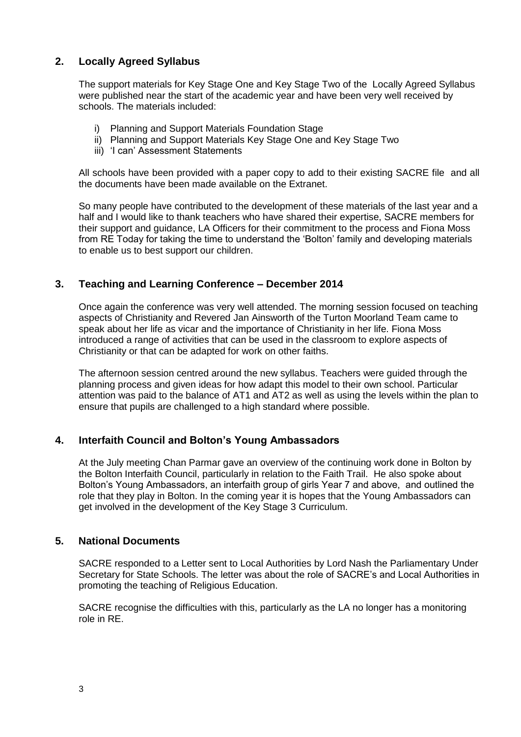## 2. Locally Agreed Syllabus

The support materials for Key Stage One and Key Stage Two of the Locally Agreed Syllabus were published near the start of the academic year and have been very well received by schools. The materials included:

i) Planning and Support Materials Foundation Stage
ii) Planning and Support Materials Key Stage One and Key Stage Two
iii) 'I can' Assessment Statements

All schools have been provided with a paper copy to add to their existing SACRE file and all the documents have been made available on the Extranet.

So many people have contributed to the development of these materials of the last year and a half and I would like to thank teachers who have shared their expertise, SACRE members for their support and guidance, LA Officers for their commitment to the process and Fiona Moss from RE Today for taking the time to understand the 'Bolton' family and developing materials to enable us to best support our children.

## 3. Teaching and Learning Conference – December 2014

Once again the conference was very well attended. The morning session focused on teaching aspects of Christianity and Revered Jan Ainsworth of the Turton Moorland Team came to speak about her life as vicar and the importance of Christianity in her life. Fiona Moss introduced a range of activities that can be used in the classroom to explore aspects of Christianity or that can be adapted for work on other faiths.

The afternoon session centred around the new syllabus. Teachers were guided through the planning process and given ideas for how adapt this model to their own school. Particular attention was paid to the balance of AT1 and AT2 as well as using the levels within the plan to ensure that pupils are challenged to a high standard where possible.

## 4. Interfaith Council and Bolton's Young Ambassadors

At the July meeting Chan Parmar gave an overview of the continuing work done in Bolton by the Bolton Interfaith Council, particularly in relation to the Faith Trail. He also spoke about Bolton's Young Ambassadors, an interfaith group of girls Year 7 and above, and outlined the role that they play in Bolton. In the coming year it is hopes that the Young Ambassadors can get involved in the development of the Key Stage 3 Curriculum.

## 5. National Documents

SACRE responded to a Letter sent to Local Authorities by Lord Nash the Parliamentary Under Secretary for State Schools. The letter was about the role of SACRE's and Local Authorities in promoting the teaching of Religious Education.

SACRE recognise the difficulties with this, particularly as the LA no longer has a monitoring role in RE.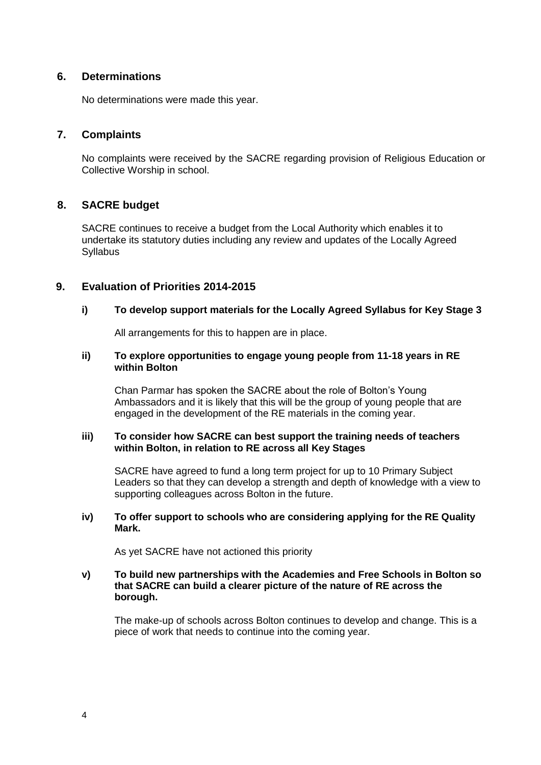## 6. Determinations

No determinations were made this year.

## 7. Complaints

No complaints were received by the SACRE regarding provision of Religious Education or Collective Worship in school.

## 8. SACRE budget

SACRE continues to receive a budget from the Local Authority which enables it to undertake its statutory duties including any review and updates of the Locally Agreed Syllabus

## 9. Evaluation of Priorities 2014-2015

**i) To develop support materials for the Locally Agreed Syllabus for Key Stage 3**

All arrangements for this to happen are in place.

**ii) To explore opportunities to engage young people from 11-18 years in RE within Bolton**

Chan Parmar has spoken the SACRE about the role of Bolton's Young Ambassadors and it is likely that this will be the group of young people that are engaged in the development of the RE materials in the coming year.

**iii) To consider how SACRE can best support the training needs of teachers within Bolton, in relation to RE across all Key Stages**

SACRE have agreed to fund a long term project for up to 10 Primary Subject Leaders so that they can develop a strength and depth of knowledge with a view to supporting colleagues across Bolton in the future.

**iv) To offer support to schools who are considering applying for the RE Quality Mark.**

As yet SACRE have not actioned this priority

**v) To build new partnerships with the Academies and Free Schools in Bolton so that SACRE can build a clearer picture of the nature of RE across the borough.**

The make-up of schools across Bolton continues to develop and change. This is a piece of work that needs to continue into the coming year.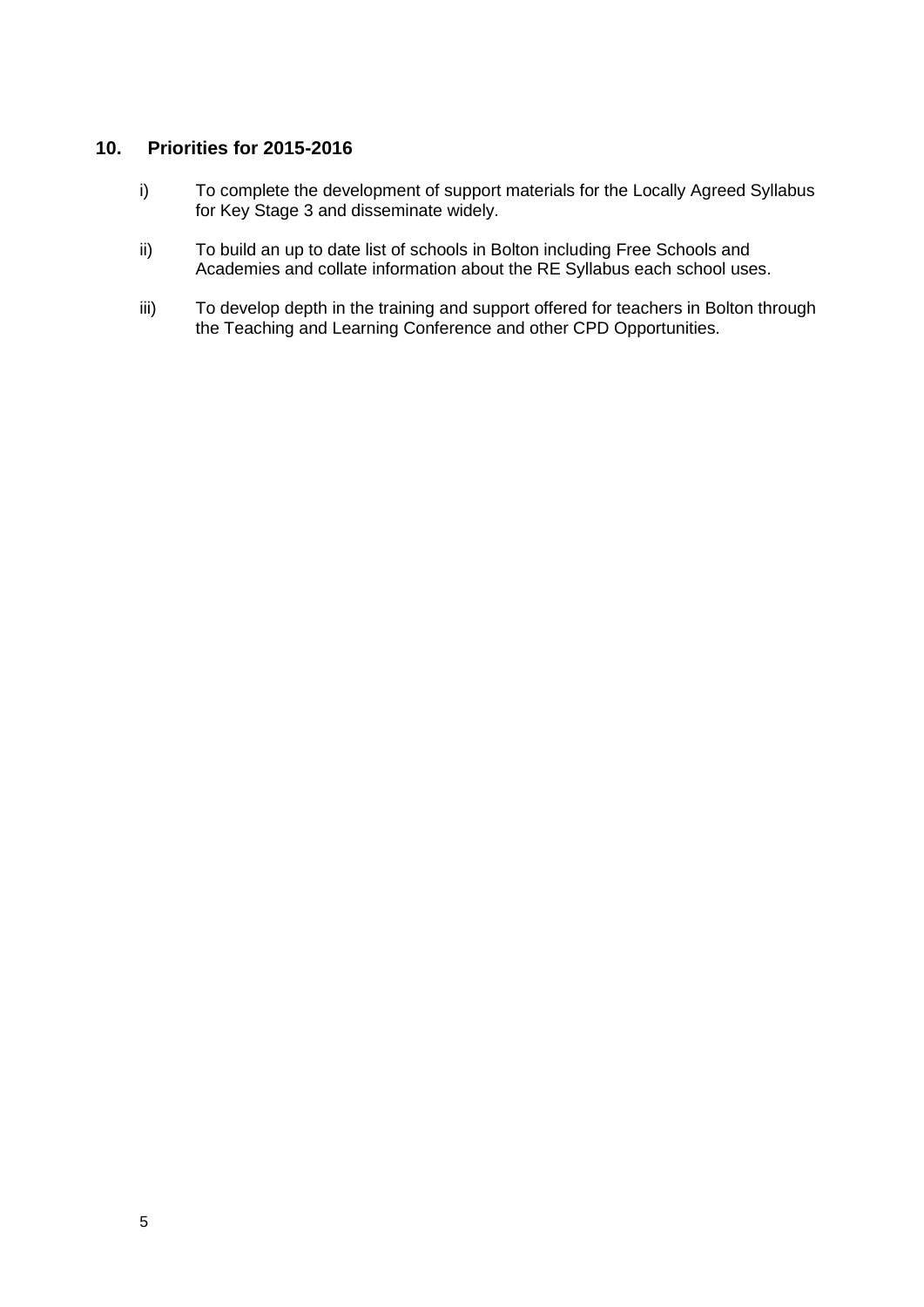## 10. Priorities for 2015-2016

i) To complete the development of support materials for the Locally Agreed Syllabus for Key Stage 3 and disseminate widely.

ii) To build an up to date list of schools in Bolton including Free Schools and Academies and collate information about the RE Syllabus each school uses.

iii) To develop depth in the training and support offered for teachers in Bolton through the Teaching and Learning Conference and other CPD Opportunities.